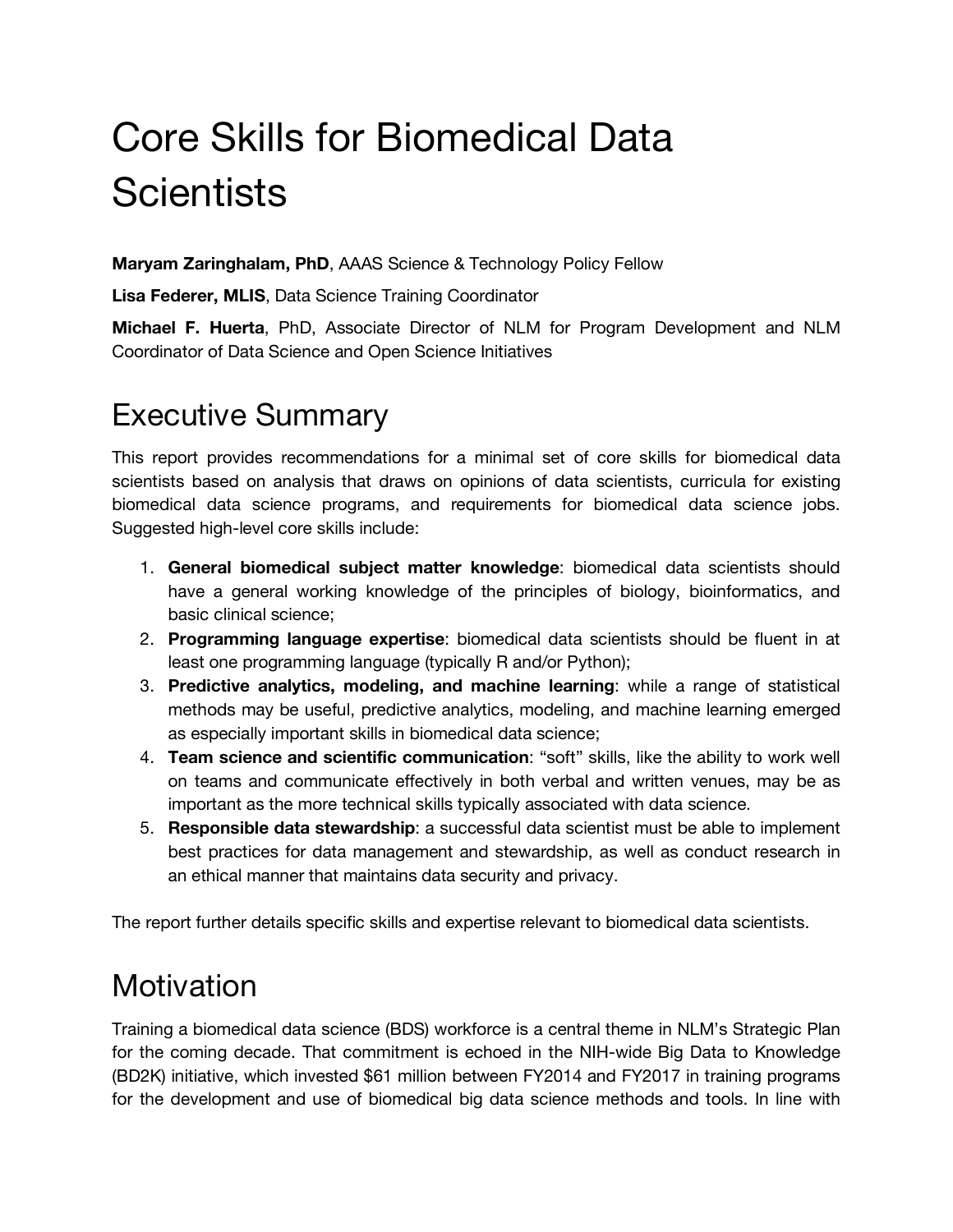# Core Skills for Biomedical Data Scientists

**Maryam Zaringhalam, PhD**, AAAS Science & Technology Policy Fellow

**Lisa Federer, MLIS**, Data Science Training Coordinator

**Michael F. Huerta**, PhD, Associate Director of NLM for Program Development and NLM Coordinator of Data Science and Open Science Initiatives

## Executive Summary

This report provides recommendations for a minimal set of core skills for biomedical data scientists based on analysis that draws on opinions of data scientists, curricula for existing biomedical data science programs, and requirements for biomedical data science jobs. Suggested high-level core skills include:

1. **General biomedical subject matter knowledge**: biomedical data scientists should have a general working knowledge of the principles of biology, bioinformatics, and basic clinical science;
2. **Programming language expertise**: biomedical data scientists should be fluent in at least one programming language (typically R and/or Python);
3. **Predictive analytics, modeling, and machine learning**: while a range of statistical methods may be useful, predictive analytics, modeling, and machine learning emerged as especially important skills in biomedical data science;
4. **Team science and scientific communication**: "soft" skills, like the ability to work well on teams and communicate effectively in both verbal and written venues, may be as important as the more technical skills typically associated with data science.
5. **Responsible data stewardship**: a successful data scientist must be able to implement best practices for data management and stewardship, as well as conduct research in an ethical manner that maintains data security and privacy.

The report further details specific skills and expertise relevant to biomedical data scientists.

## Motivation

Training a biomedical data science (BDS) workforce is a central theme in NLM's Strategic Plan for the coming decade. That commitment is echoed in the NIH-wide Big Data to Knowledge (BD2K) initiative, which invested $61 million between FY2014 and FY2017 in training programs for the development and use of biomedical big data science methods and tools. In line with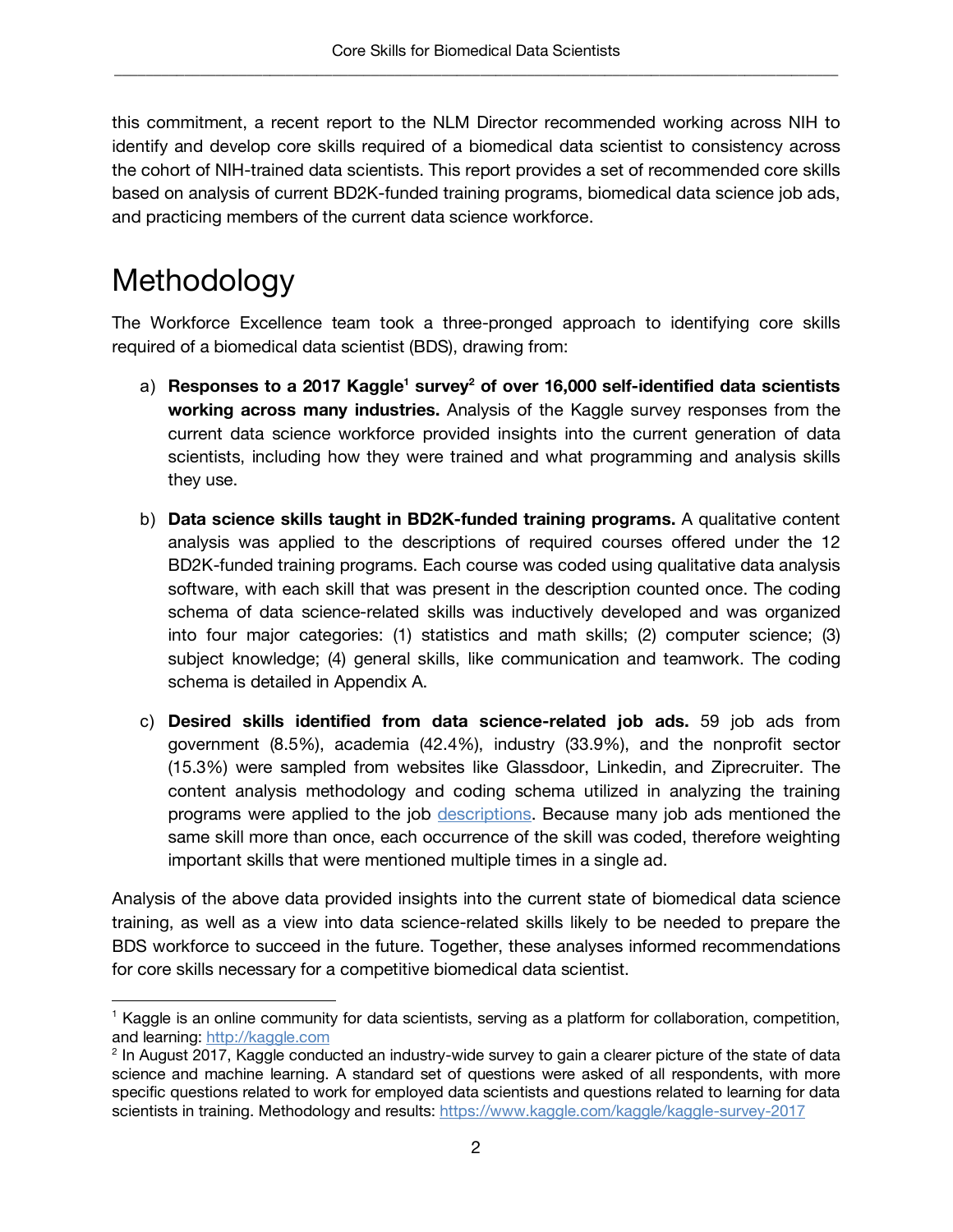this commitment, a recent report to the NLM Director recommended working across NIH to identify and develop core skills required of a biomedical data scientist to consistency across the cohort of NIH-trained data scientists. This report provides a set of recommended core skills based on analysis of current BD2K-funded training programs, biomedical data science job ads, and practicing members of the current data science workforce.

# Methodology

The Workforce Excellence team took a three-pronged approach to identifying core skills required of a biomedical data scientist (BDS), drawing from:

a) **Responses to a 2017 Kaggle[1] survey[2] of over 16,000 self-identified data scientists working across many industries.** Analysis of the Kaggle survey responses from the current data science workforce provided insights into the current generation of data scientists, including how they were trained and what programming and analysis skills they use.

b) **Data science skills taught in BD2K-funded training programs.** A qualitative content analysis was applied to the descriptions of required courses offered under the 12 BD2K-funded training programs. Each course was coded using qualitative data analysis software, with each skill that was present in the description counted once. The coding schema of data science-related skills was inductively developed and was organized into four major categories: (1) statistics and math skills; (2) computer science; (3) subject knowledge; (4) general skills, like communication and teamwork. The coding schema is detailed in Appendix A.

c) **Desired skills identified from data science-related job ads.** 59 job ads from government (8.5%), academia (42.4%), industry (33.9%), and the nonprofit sector (15.3%) were sampled from websites like Glassdoor, Linkedin, and Ziprecruiter. The content analysis methodology and coding schema utilized in analyzing the training programs were applied to the job descriptions. Because many job ads mentioned the same skill more than once, each occurrence of the skill was coded, therefore weighting important skills that were mentioned multiple times in a single ad.

Analysis of the above data provided insights into the current state of biomedical data science training, as well as a view into data science-related skills likely to be needed to prepare the BDS workforce to succeed in the future. Together, these analyses informed recommendations for core skills necessary for a competitive biomedical data scientist.

---

[1] Kaggle is an online community for data scientists, serving as a platform for collaboration, competition, and learning: http://kaggle.com

[2] In August 2017, Kaggle conducted an industry-wide survey to gain a clearer picture of the state of data science and machine learning. A standard set of questions were asked of all respondents, with more specific questions related to work for employed data scientists and questions related to learning for data scientists in training. Methodology and results: https://www.kaggle.com/kaggle/kaggle-survey-2017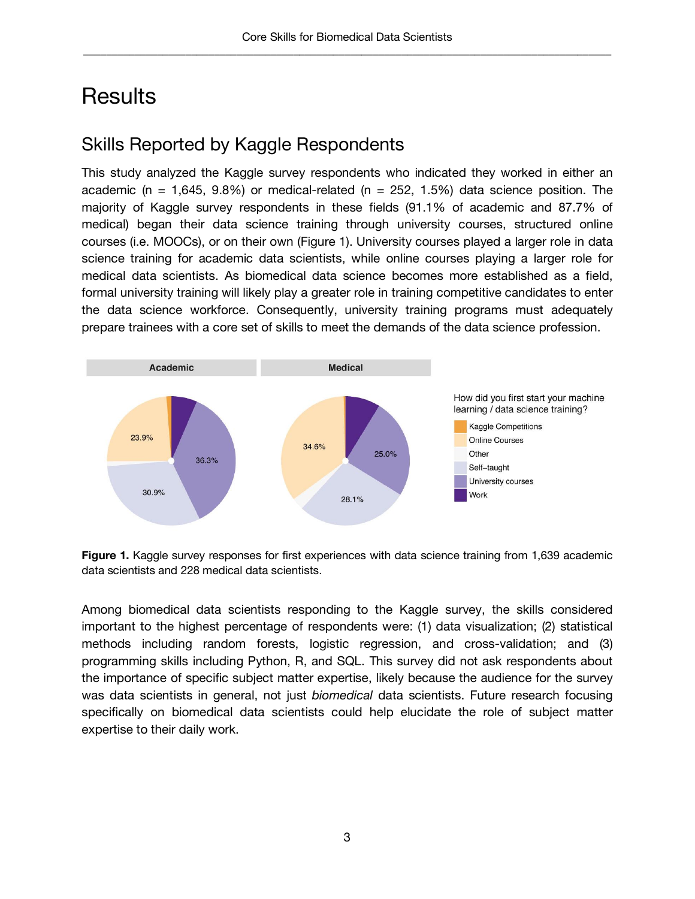# Results

## Skills Reported by Kaggle Respondents

This study analyzed the Kaggle survey respondents who indicated they worked in either an academic (n = 1,645, 9.8%) or medical-related (n = 252, 1.5%) data science position. The majority of Kaggle survey respondents in these fields (91.1% of academic and 87.7% of medical) began their data science training through university courses, structured online courses (i.e. MOOCs), or on their own (Figure 1). University courses played a larger role in data science training for academic data scientists, while online courses playing a larger role for medical data scientists. As biomedical data science becomes more established as a field, formal university training will likely play a greater role in training competitive candidates to enter the data science workforce. Consequently, university training programs must adequately prepare trainees with a core set of skills to meet the demands of the data science profession.

**Figure 1.** Kaggle survey responses for first experiences with data science training from 1,639 academic data scientists and 228 medical data scientists.

Among biomedical data scientists responding to the Kaggle survey, the skills considered important to the highest percentage of respondents were: (1) data visualization; (2) statistical methods including random forests, logistic regression, and cross-validation; and (3) programming skills including Python, R, and SQL. This survey did not ask respondents about the importance of specific subject matter expertise, likely because the audience for the survey was data scientists in general, not just *biomedical* data scientists. Future research focusing specifically on biomedical data scientists could help elucidate the role of subject matter expertise to their daily work.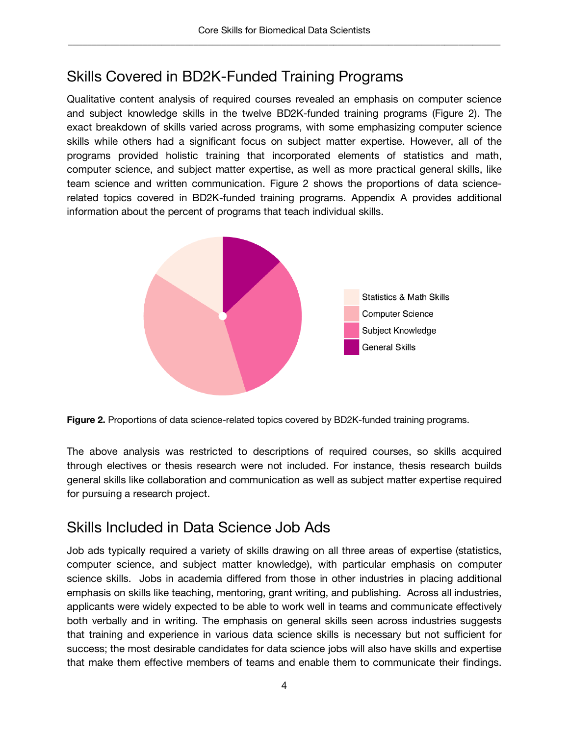## Skills Covered in BD2K-Funded Training Programs

Qualitative content analysis of required courses revealed an emphasis on computer science and subject knowledge skills in the twelve BD2K-funded training programs (Figure 2). The exact breakdown of skills varied across programs, with some emphasizing computer science skills while others had a significant focus on subject matter expertise. However, all of the programs provided holistic training that incorporated elements of statistics and math, computer science, and subject matter expertise, as well as more practical general skills, like team science and written communication. Figure 2 shows the proportions of data science-related topics covered in BD2K-funded training programs. Appendix A provides additional information about the percent of programs that teach individual skills.

**Figure 2.** Proportions of data science-related topics covered by BD2K-funded training programs.

The above analysis was restricted to descriptions of required courses, so skills acquired through electives or thesis research were not included. For instance, thesis research builds general skills like collaboration and communication as well as subject matter expertise required for pursuing a research project.

## Skills Included in Data Science Job Ads

Job ads typically required a variety of skills drawing on all three areas of expertise (statistics, computer science, and subject matter knowledge), with particular emphasis on computer science skills. Jobs in academia differed from those in other industries in placing additional emphasis on skills like teaching, mentoring, grant writing, and publishing. Across all industries, applicants were widely expected to be able to work well in teams and communicate effectively both verbally and in writing. The emphasis on general skills seen across industries suggests that training and experience in various data science skills is necessary but not sufficient for success; the most desirable candidates for data science jobs will also have skills and expertise that make them effective members of teams and enable them to communicate their findings.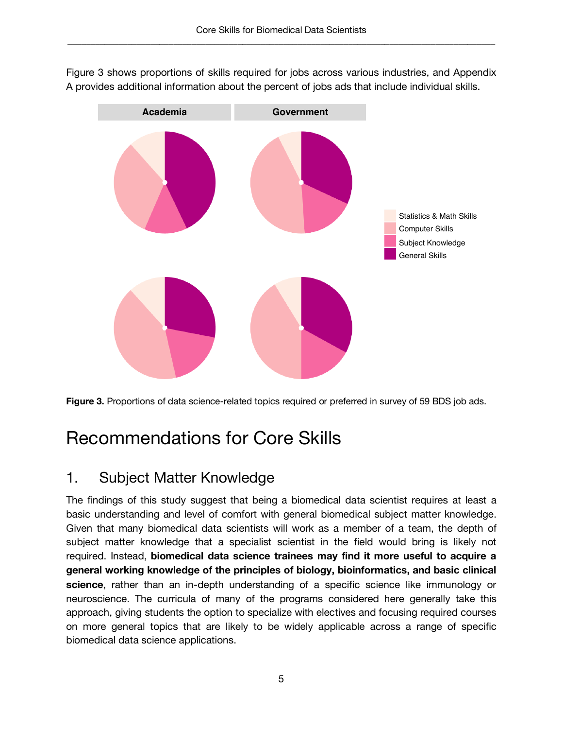Figure 3 shows proportions of skills required for jobs across various industries, and Appendix A provides additional information about the percent of jobs ads that include individual skills.

**Figure 3.** Proportions of data science-related topics required or preferred in survey of 59 BDS job ads.

# Recommendations for Core Skills

## 1. Subject Matter Knowledge

The findings of this study suggest that being a biomedical data scientist requires at least a basic understanding and level of comfort with general biomedical subject matter knowledge. Given that many biomedical data scientists will work as a member of a team, the depth of subject matter knowledge that a specialist scientist in the field would bring is likely not required. Instead, **biomedical data science trainees may find it more useful to acquire a general working knowledge of the principles of biology, bioinformatics, and basic clinical science**, rather than an in-depth understanding of a specific science like immunology or neuroscience. The curricula of many of the programs considered here generally take this approach, giving students the option to specialize with electives and focusing required courses on more general topics that are likely to be widely applicable across a range of specific biomedical data science applications.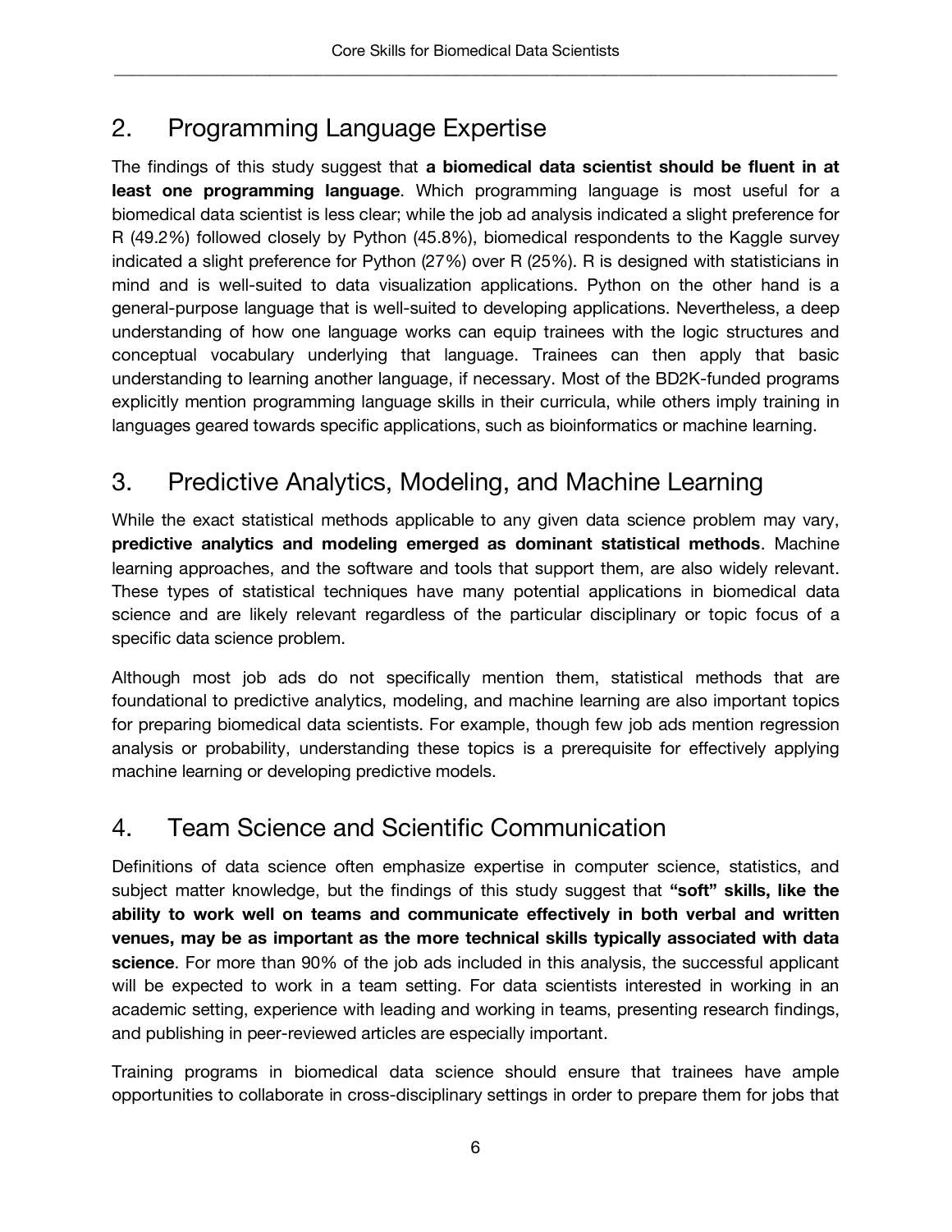## 2. Programming Language Expertise

The findings of this study suggest that **a biomedical data scientist should be fluent in at least one programming language**. Which programming language is most useful for a biomedical data scientist is less clear; while the job ad analysis indicated a slight preference for R (49.2%) followed closely by Python (45.8%), biomedical respondents to the Kaggle survey indicated a slight preference for Python (27%) over R (25%). R is designed with statisticians in mind and is well-suited to data visualization applications. Python on the other hand is a general-purpose language that is well-suited to developing applications. Nevertheless, a deep understanding of how one language works can equip trainees with the logic structures and conceptual vocabulary underlying that language. Trainees can then apply that basic understanding to learning another language, if necessary. Most of the BD2K-funded programs explicitly mention programming language skills in their curricula, while others imply training in languages geared towards specific applications, such as bioinformatics or machine learning.

## 3. Predictive Analytics, Modeling, and Machine Learning

While the exact statistical methods applicable to any given data science problem may vary, **predictive analytics and modeling emerged as dominant statistical methods**. Machine learning approaches, and the software and tools that support them, are also widely relevant. These types of statistical techniques have many potential applications in biomedical data science and are likely relevant regardless of the particular disciplinary or topic focus of a specific data science problem.

Although most job ads do not specifically mention them, statistical methods that are foundational to predictive analytics, modeling, and machine learning are also important topics for preparing biomedical data scientists. For example, though few job ads mention regression analysis or probability, understanding these topics is a prerequisite for effectively applying machine learning or developing predictive models.

## 4. Team Science and Scientific Communication

Definitions of data science often emphasize expertise in computer science, statistics, and subject matter knowledge, but the findings of this study suggest that **"soft" skills, like the ability to work well on teams and communicate effectively in both verbal and written venues, may be as important as the more technical skills typically associated with data science**. For more than 90% of the job ads included in this analysis, the successful applicant will be expected to work in a team setting. For data scientists interested in working in an academic setting, experience with leading and working in teams, presenting research findings, and publishing in peer-reviewed articles are especially important.

Training programs in biomedical data science should ensure that trainees have ample opportunities to collaborate in cross-disciplinary settings in order to prepare them for jobs that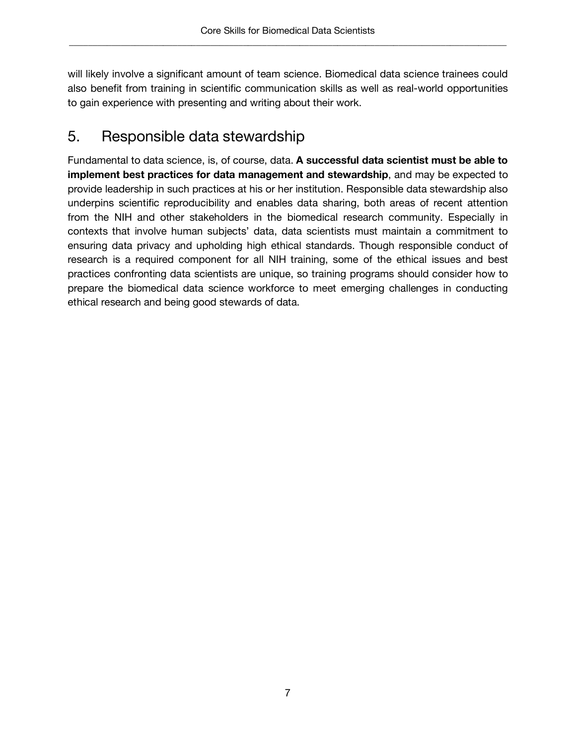will likely involve a significant amount of team science. Biomedical data science trainees could also benefit from training in scientific communication skills as well as real-world opportunities to gain experience with presenting and writing about their work.

## 5. Responsible data stewardship

Fundamental to data science, is, of course, data. **A successful data scientist must be able to implement best practices for data management and stewardship**, and may be expected to provide leadership in such practices at his or her institution. Responsible data stewardship also underpins scientific reproducibility and enables data sharing, both areas of recent attention from the NIH and other stakeholders in the biomedical research community. Especially in contexts that involve human subjects' data, data scientists must maintain a commitment to ensuring data privacy and upholding high ethical standards. Though responsible conduct of research is a required component for all NIH training, some of the ethical issues and best practices confronting data scientists are unique, so training programs should consider how to prepare the biomedical data science workforce to meet emerging challenges in conducting ethical research and being good stewards of data.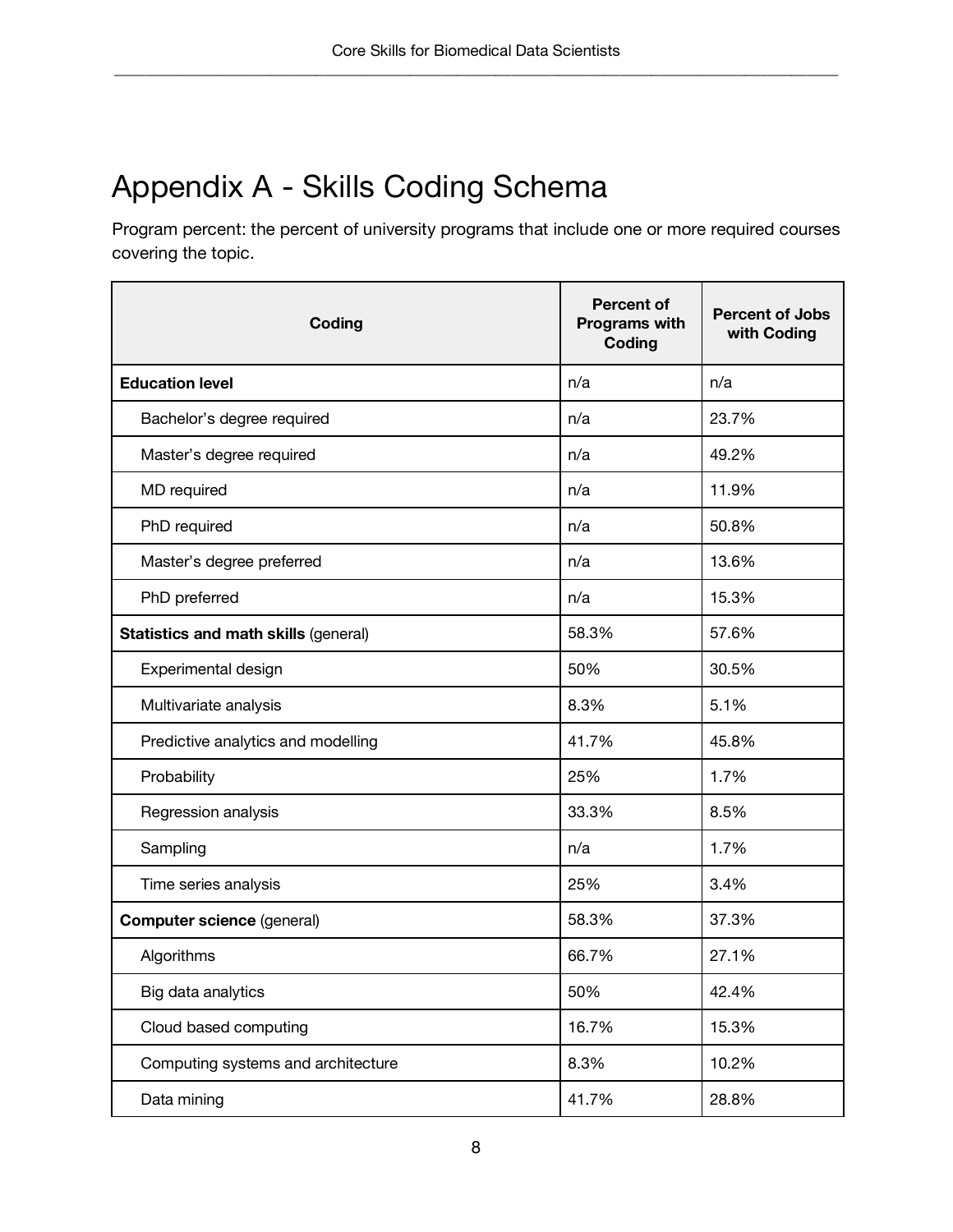# Appendix A - Skills Coding Schema

Program percent: the percent of university programs that include one or more required courses covering the topic.

| Coding | Percent of Programs with Coding | Percent of Jobs with Coding |
|---|---|---|
| **Education level** | n/a | n/a |
| Bachelor's degree required | n/a | 23.7% |
| Master's degree required | n/a | 49.2% |
| MD required | n/a | 11.9% |
| PhD required | n/a | 50.8% |
| Master's degree preferred | n/a | 13.6% |
| PhD preferred | n/a | 15.3% |
| **Statistics and math skills** (general) | 58.3% | 57.6% |
| Experimental design | 50% | 30.5% |
| Multivariate analysis | 8.3% | 5.1% |
| Predictive analytics and modelling | 41.7% | 45.8% |
| Probability | 25% | 1.7% |
| Regression analysis | 33.3% | 8.5% |
| Sampling | n/a | 1.7% |
| Time series analysis | 25% | 3.4% |
| **Computer science** (general) | 58.3% | 37.3% |
| Algorithms | 66.7% | 27.1% |
| Big data analytics | 50% | 42.4% |
| Cloud based computing | 16.7% | 15.3% |
| Computing systems and architecture | 8.3% | 10.2% |
| Data mining | 41.7% | 28.8% |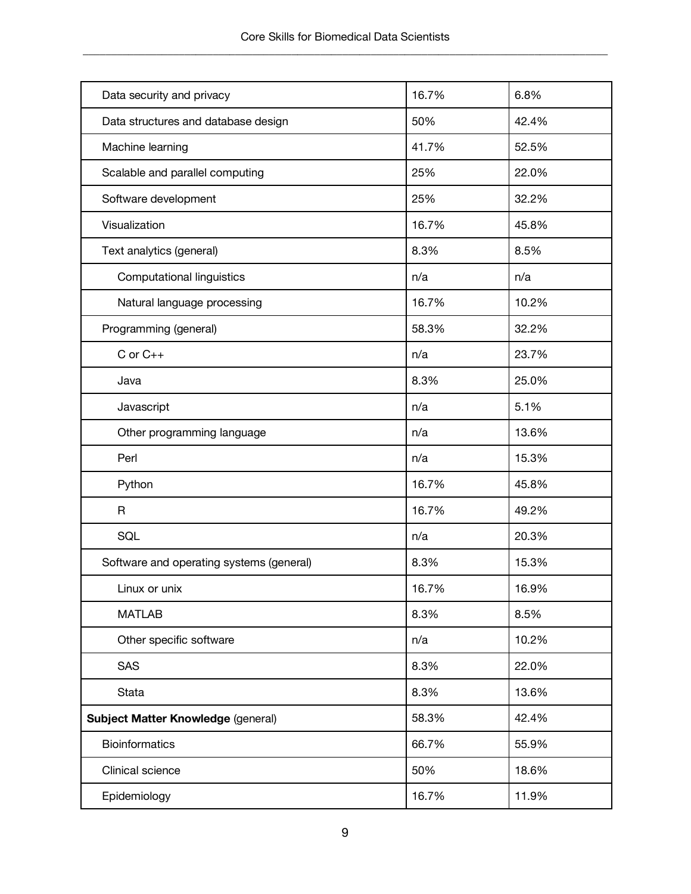| | | |
|---|---|---|
| Data security and privacy | 16.7% | 6.8% |
| Data structures and database design | 50% | 42.4% |
| Machine learning | 41.7% | 52.5% |
| Scalable and parallel computing | 25% | 22.0% |
| Software development | 25% | 32.2% |
| Visualization | 16.7% | 45.8% |
| Text analytics (general) | 8.3% | 8.5% |
| Computational linguistics | n/a | n/a |
| Natural language processing | 16.7% | 10.2% |
| Programming (general) | 58.3% | 32.2% |
| C or C++ | n/a | 23.7% |
| Java | 8.3% | 25.0% |
| Javascript | n/a | 5.1% |
| Other programming language | n/a | 13.6% |
| Perl | n/a | 15.3% |
| Python | 16.7% | 45.8% |
| R | 16.7% | 49.2% |
| SQL | n/a | 20.3% |
| Software and operating systems (general) | 8.3% | 15.3% |
| Linux or unix | 16.7% | 16.9% |
| MATLAB | 8.3% | 8.5% |
| Other specific software | n/a | 10.2% |
| SAS | 8.3% | 22.0% |
| Stata | 8.3% | 13.6% |
| **Subject Matter Knowledge** (general) | 58.3% | 42.4% |
| Bioinformatics | 66.7% | 55.9% |
| Clinical science | 50% | 18.6% |
| Epidemiology | 16.7% | 11.9% |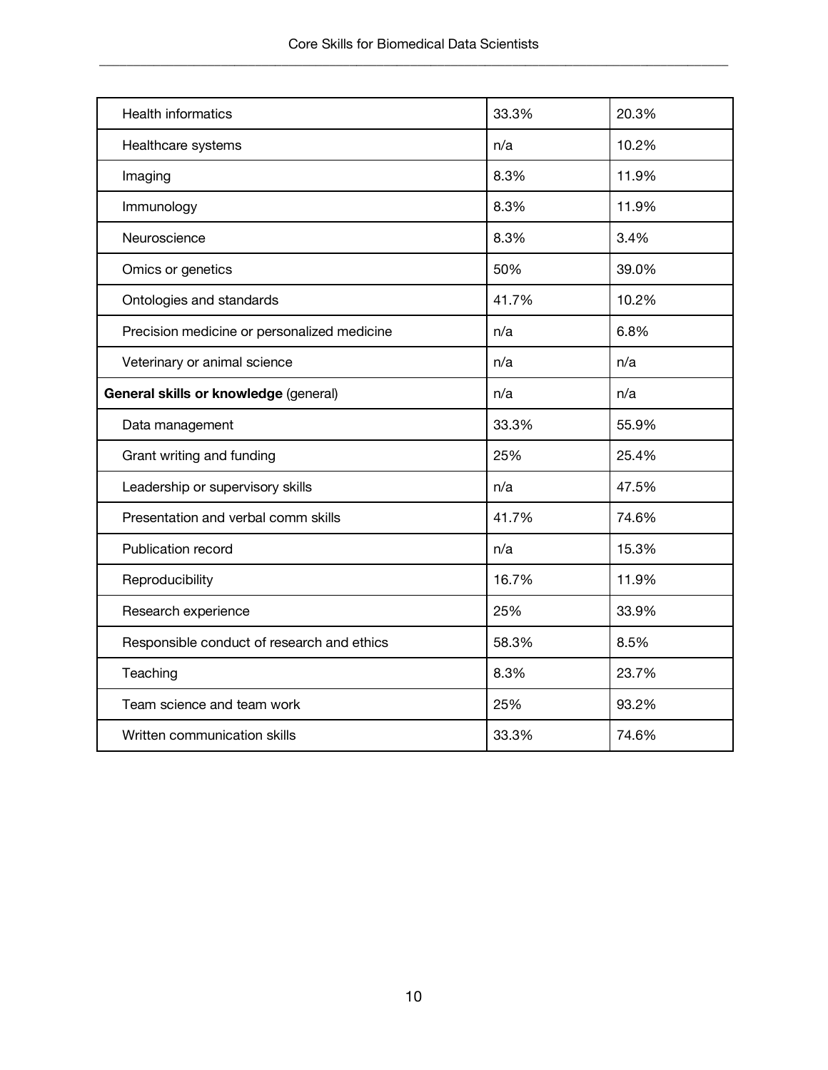| | | |
|---|---|---|
| Health informatics | 33.3% | 20.3% |
| Healthcare systems | n/a | 10.2% |
| Imaging | 8.3% | 11.9% |
| Immunology | 8.3% | 11.9% |
| Neuroscience | 8.3% | 3.4% |
| Omics or genetics | 50% | 39.0% |
| Ontologies and standards | 41.7% | 10.2% |
| Precision medicine or personalized medicine | n/a | 6.8% |
| Veterinary or animal science | n/a | n/a |
| **General skills or knowledge** (general) | n/a | n/a |
| Data management | 33.3% | 55.9% |
| Grant writing and funding | 25% | 25.4% |
| Leadership or supervisory skills | n/a | 47.5% |
| Presentation and verbal comm skills | 41.7% | 74.6% |
| Publication record | n/a | 15.3% |
| Reproducibility | 16.7% | 11.9% |
| Research experience | 25% | 33.9% |
| Responsible conduct of research and ethics | 58.3% | 8.5% |
| Teaching | 8.3% | 23.7% |
| Team science and team work | 25% | 93.2% |
| Written communication skills | 33.3% | 74.6% |